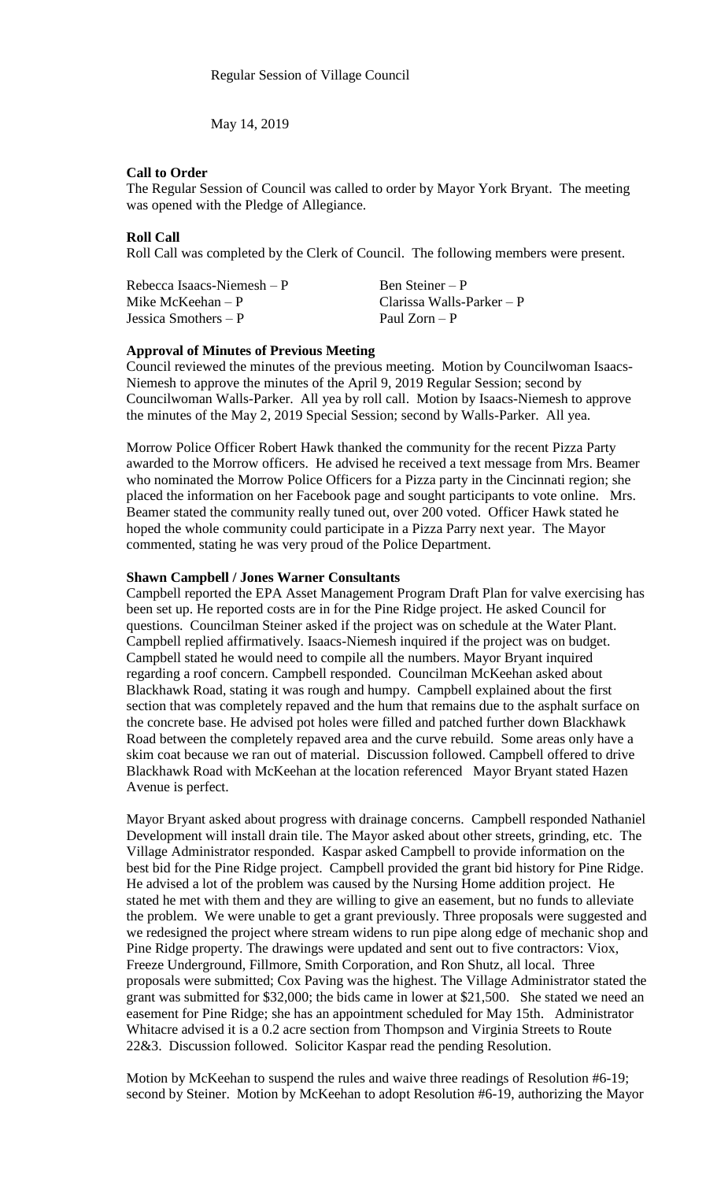Regular Session of Village Council

May 14, 2019

**Call to Order**

The Regular Session of Council was called to order by Mayor York Bryant. The meeting was opened with the Pledge of Allegiance.

**Roll Call**

Roll Call was completed by the Clerk of Council. The following members were present.

| | |
|---|---|
| Rebecca Isaacs-Niemesh – P | Ben Steiner – P |
| Mike McKeehan – P | Clarissa Walls-Parker – P |
| Jessica Smothers – P | Paul Zorn – P |

**Approval of Minutes of Previous Meeting**

Council reviewed the minutes of the previous meeting. Motion by Councilwoman Isaacs-Niemesh to approve the minutes of the April 9, 2019 Regular Session; second by Councilwoman Walls-Parker. All yea by roll call. Motion by Isaacs-Niemesh to approve the minutes of the May 2, 2019 Special Session; second by Walls-Parker. All yea.

Morrow Police Officer Robert Hawk thanked the community for the recent Pizza Party awarded to the Morrow officers. He advised he received a text message from Mrs. Beamer who nominated the Morrow Police Officers for a Pizza party in the Cincinnati region; she placed the information on her Facebook page and sought participants to vote online. Mrs. Beamer stated the community really tuned out, over 200 voted. Officer Hawk stated he hoped the whole community could participate in a Pizza Parry next year. The Mayor commented, stating he was very proud of the Police Department.

**Shawn Campbell / Jones Warner Consultants**

Campbell reported the EPA Asset Management Program Draft Plan for valve exercising has been set up. He reported costs are in for the Pine Ridge project. He asked Council for questions. Councilman Steiner asked if the project was on schedule at the Water Plant. Campbell replied affirmatively. Isaacs-Niemesh inquired if the project was on budget. Campbell stated he would need to compile all the numbers. Mayor Bryant inquired regarding a roof concern. Campbell responded. Councilman McKeehan asked about Blackhawk Road, stating it was rough and humpy. Campbell explained about the first section that was completely repaved and the hum that remains due to the asphalt surface on the concrete base. He advised pot holes were filled and patched further down Blackhawk Road between the completely repaved area and the curve rebuild. Some areas only have a skim coat because we ran out of material. Discussion followed. Campbell offered to drive Blackhawk Road with McKeehan at the location referenced Mayor Bryant stated Hazen Avenue is perfect.

Mayor Bryant asked about progress with drainage concerns. Campbell responded Nathaniel Development will install drain tile. The Mayor asked about other streets, grinding, etc. The Village Administrator responded. Kaspar asked Campbell to provide information on the best bid for the Pine Ridge project. Campbell provided the grant bid history for Pine Ridge. He advised a lot of the problem was caused by the Nursing Home addition project. He stated he met with them and they are willing to give an easement, but no funds to alleviate the problem. We were unable to get a grant previously. Three proposals were suggested and we redesigned the project where stream widens to run pipe along edge of mechanic shop and Pine Ridge property. The drawings were updated and sent out to five contractors: Viox, Freeze Underground, Fillmore, Smith Corporation, and Ron Shutz, all local. Three proposals were submitted; Cox Paving was the highest. The Village Administrator stated the grant was submitted for $32,000; the bids came in lower at $21,500. She stated we need an easement for Pine Ridge; she has an appointment scheduled for May 15th. Administrator Whitacre advised it is a 0.2 acre section from Thompson and Virginia Streets to Route 22&3. Discussion followed. Solicitor Kaspar read the pending Resolution.

Motion by McKeehan to suspend the rules and waive three readings of Resolution #6-19; second by Steiner. Motion by McKeehan to adopt Resolution #6-19, authorizing the Mayor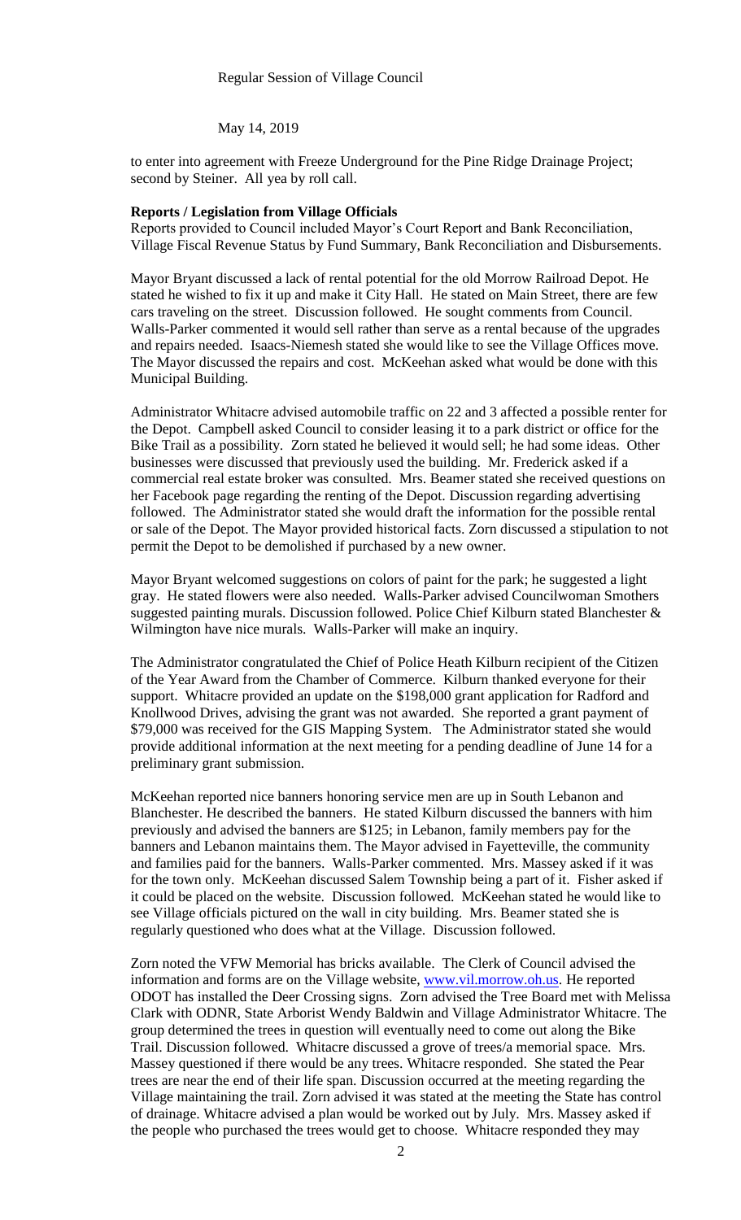to enter into agreement with Freeze Underground for the Pine Ridge Drainage Project; second by Steiner. All yea by roll call.

**Reports / Legislation from Village Officials**

Reports provided to Council included Mayor's Court Report and Bank Reconciliation, Village Fiscal Revenue Status by Fund Summary, Bank Reconciliation and Disbursements.

Mayor Bryant discussed a lack of rental potential for the old Morrow Railroad Depot. He stated he wished to fix it up and make it City Hall. He stated on Main Street, there are few cars traveling on the street. Discussion followed. He sought comments from Council. Walls-Parker commented it would sell rather than serve as a rental because of the upgrades and repairs needed. Isaacs-Niemesh stated she would like to see the Village Offices move. The Mayor discussed the repairs and cost. McKeehan asked what would be done with this Municipal Building.

Administrator Whitacre advised automobile traffic on 22 and 3 affected a possible renter for the Depot. Campbell asked Council to consider leasing it to a park district or office for the Bike Trail as a possibility. Zorn stated he believed it would sell; he had some ideas. Other businesses were discussed that previously used the building. Mr. Frederick asked if a commercial real estate broker was consulted. Mrs. Beamer stated she received questions on her Facebook page regarding the renting of the Depot. Discussion regarding advertising followed. The Administrator stated she would draft the information for the possible rental or sale of the Depot. The Mayor provided historical facts. Zorn discussed a stipulation to not permit the Depot to be demolished if purchased by a new owner.

Mayor Bryant welcomed suggestions on colors of paint for the park; he suggested a light gray. He stated flowers were also needed. Walls-Parker advised Councilwoman Smothers suggested painting murals. Discussion followed. Police Chief Kilburn stated Blanchester & Wilmington have nice murals. Walls-Parker will make an inquiry.

The Administrator congratulated the Chief of Police Heath Kilburn recipient of the Citizen of the Year Award from the Chamber of Commerce. Kilburn thanked everyone for their support. Whitacre provided an update on the $198,000 grant application for Radford and Knollwood Drives, advising the grant was not awarded. She reported a grant payment of $79,000 was received for the GIS Mapping System. The Administrator stated she would provide additional information at the next meeting for a pending deadline of June 14 for a preliminary grant submission.

McKeehan reported nice banners honoring service men are up in South Lebanon and Blanchester. He described the banners. He stated Kilburn discussed the banners with him previously and advised the banners are $125; in Lebanon, family members pay for the banners and Lebanon maintains them. The Mayor advised in Fayetteville, the community and families paid for the banners. Walls-Parker commented. Mrs. Massey asked if it was for the town only. McKeehan discussed Salem Township being a part of it. Fisher asked if it could be placed on the website. Discussion followed. McKeehan stated he would like to see Village officials pictured on the wall in city building. Mrs. Beamer stated she is regularly questioned who does what at the Village. Discussion followed.

Zorn noted the VFW Memorial has bricks available. The Clerk of Council advised the information and forms are on the Village website, www.vil.morrow.oh.us. He reported ODOT has installed the Deer Crossing signs. Zorn advised the Tree Board met with Melissa Clark with ODNR, State Arborist Wendy Baldwin and Village Administrator Whitacre. The group determined the trees in question will eventually need to come out along the Bike Trail. Discussion followed. Whitacre discussed a grove of trees/a memorial space. Mrs. Massey questioned if there would be any trees. Whitacre responded. She stated the Pear trees are near the end of their life span. Discussion occurred at the meeting regarding the Village maintaining the trail. Zorn advised it was stated at the meeting the State has control of drainage. Whitacre advised a plan would be worked out by July. Mrs. Massey asked if the people who purchased the trees would get to choose. Whitacre responded they may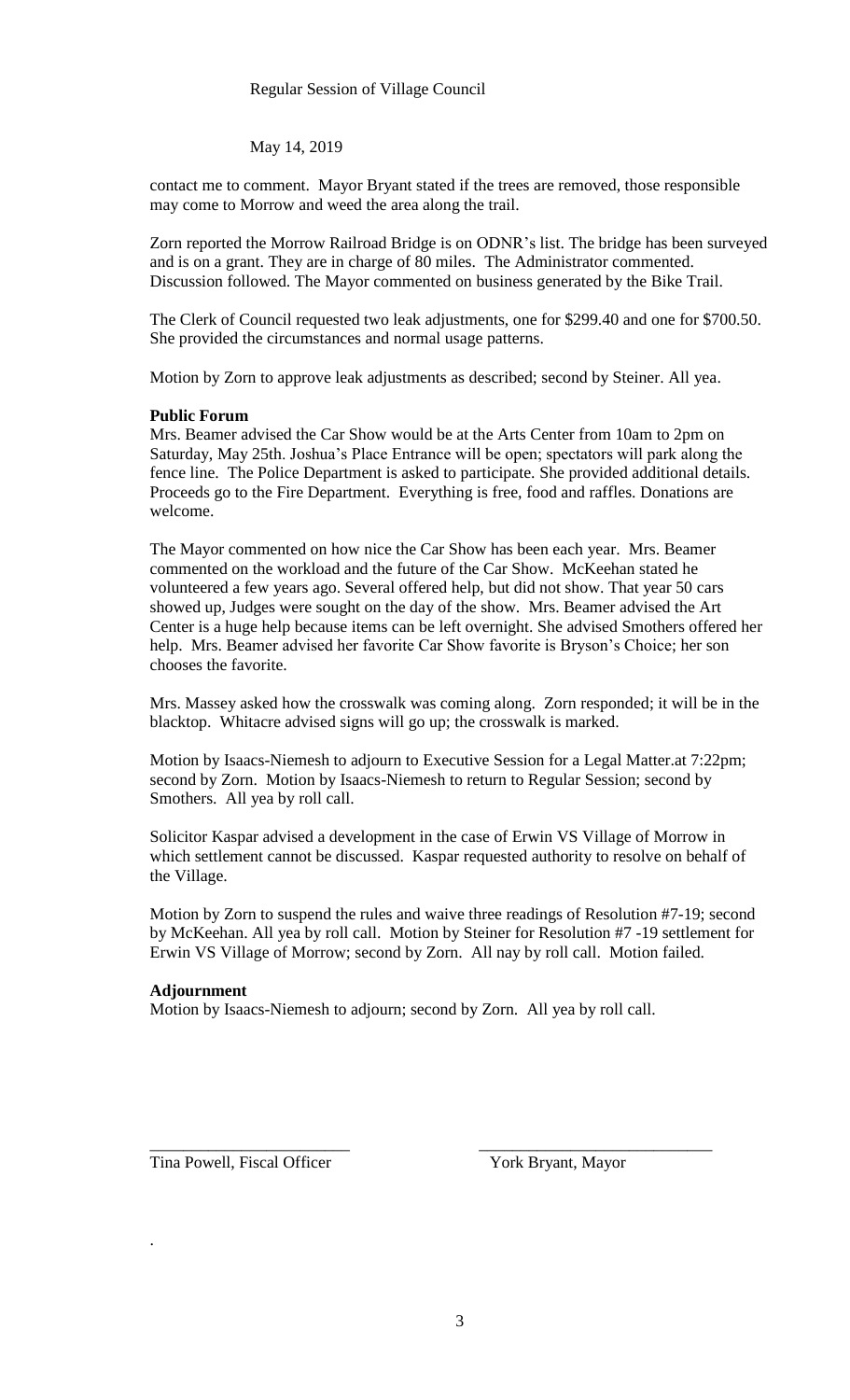Regular Session of Village Council

May 14, 2019

contact me to comment. Mayor Bryant stated if the trees are removed, those responsible may come to Morrow and weed the area along the trail.

Zorn reported the Morrow Railroad Bridge is on ODNR's list. The bridge has been surveyed and is on a grant. They are in charge of 80 miles. The Administrator commented. Discussion followed. The Mayor commented on business generated by the Bike Trail.

The Clerk of Council requested two leak adjustments, one for $299.40 and one for $700.50. She provided the circumstances and normal usage patterns.

Motion by Zorn to approve leak adjustments as described; second by Steiner. All yea.

**Public Forum**

Mrs. Beamer advised the Car Show would be at the Arts Center from 10am to 2pm on Saturday, May 25th. Joshua's Place Entrance will be open; spectators will park along the fence line. The Police Department is asked to participate. She provided additional details. Proceeds go to the Fire Department. Everything is free, food and raffles. Donations are welcome.

The Mayor commented on how nice the Car Show has been each year. Mrs. Beamer commented on the workload and the future of the Car Show. McKeehan stated he volunteered a few years ago. Several offered help, but did not show. That year 50 cars showed up, Judges were sought on the day of the show. Mrs. Beamer advised the Art Center is a huge help because items can be left overnight. She advised Smothers offered her help. Mrs. Beamer advised her favorite Car Show favorite is Bryson's Choice; her son chooses the favorite.

Mrs. Massey asked how the crosswalk was coming along. Zorn responded; it will be in the blacktop. Whitacre advised signs will go up; the crosswalk is marked.

Motion by Isaacs-Niemesh to adjourn to Executive Session for a Legal Matter.at 7:22pm; second by Zorn. Motion by Isaacs-Niemesh to return to Regular Session; second by Smothers. All yea by roll call.

Solicitor Kaspar advised a development in the case of Erwin VS Village of Morrow in which settlement cannot be discussed. Kaspar requested authority to resolve on behalf of the Village.

Motion by Zorn to suspend the rules and waive three readings of Resolution #7-19; second by McKeehan. All yea by roll call. Motion by Steiner for Resolution #7 -19 settlement for Erwin VS Village of Morrow; second by Zorn. All nay by roll call. Motion failed.

**Adjournment**

Motion by Isaacs-Niemesh to adjourn; second by Zorn. All yea by roll call.

\_\_\_\_\_\_\_\_\_\_\_\_\_\_\_\_\_\_\_\_\_\_\_\_\_ \_\_\_\_\_\_\_\_\_\_\_\_\_\_\_\_\_\_\_\_\_\_\_\_\_\_\_\_\_

Tina Powell, Fiscal Officer York Bryant, Mayor